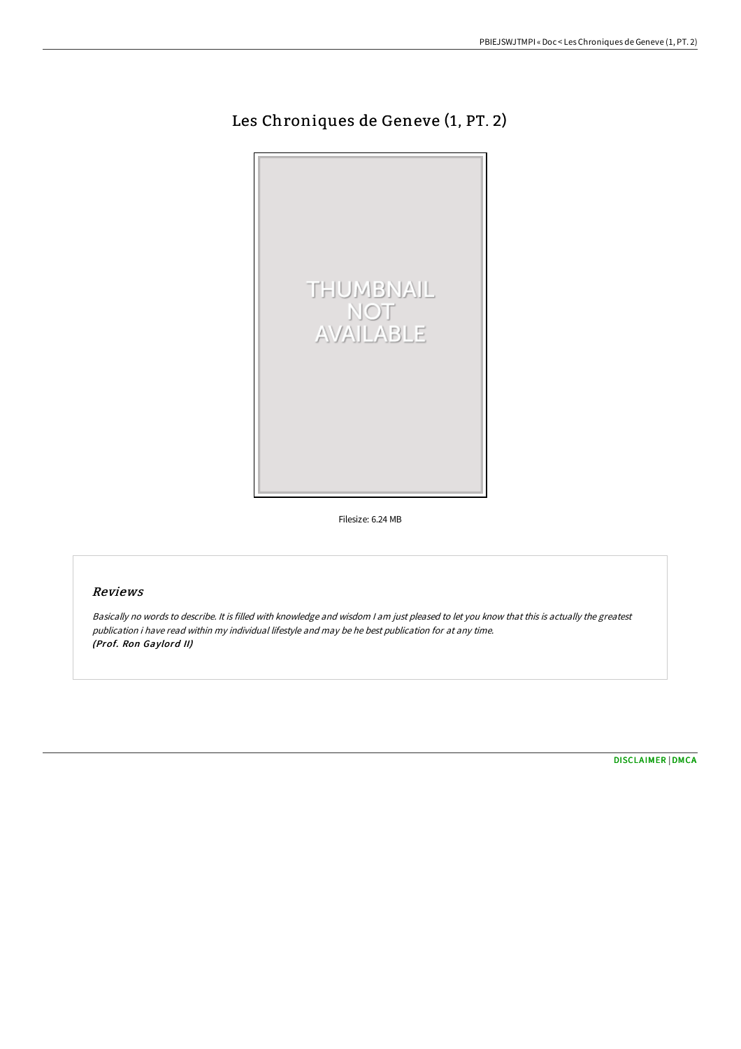# Les Chroniques de Geneve (1, PT. 2)

Filesize: 6.24 MB

## Reviews

*Basically no words to describe. It is filled with knowledge and wisdom I am just pleased to let you know that this is actually the greatest publication i have read within my individual lifestyle and may be he best publication for at any time.*
*(Prof. Ron Gaylord II)*

DISCLAIMER | DMCA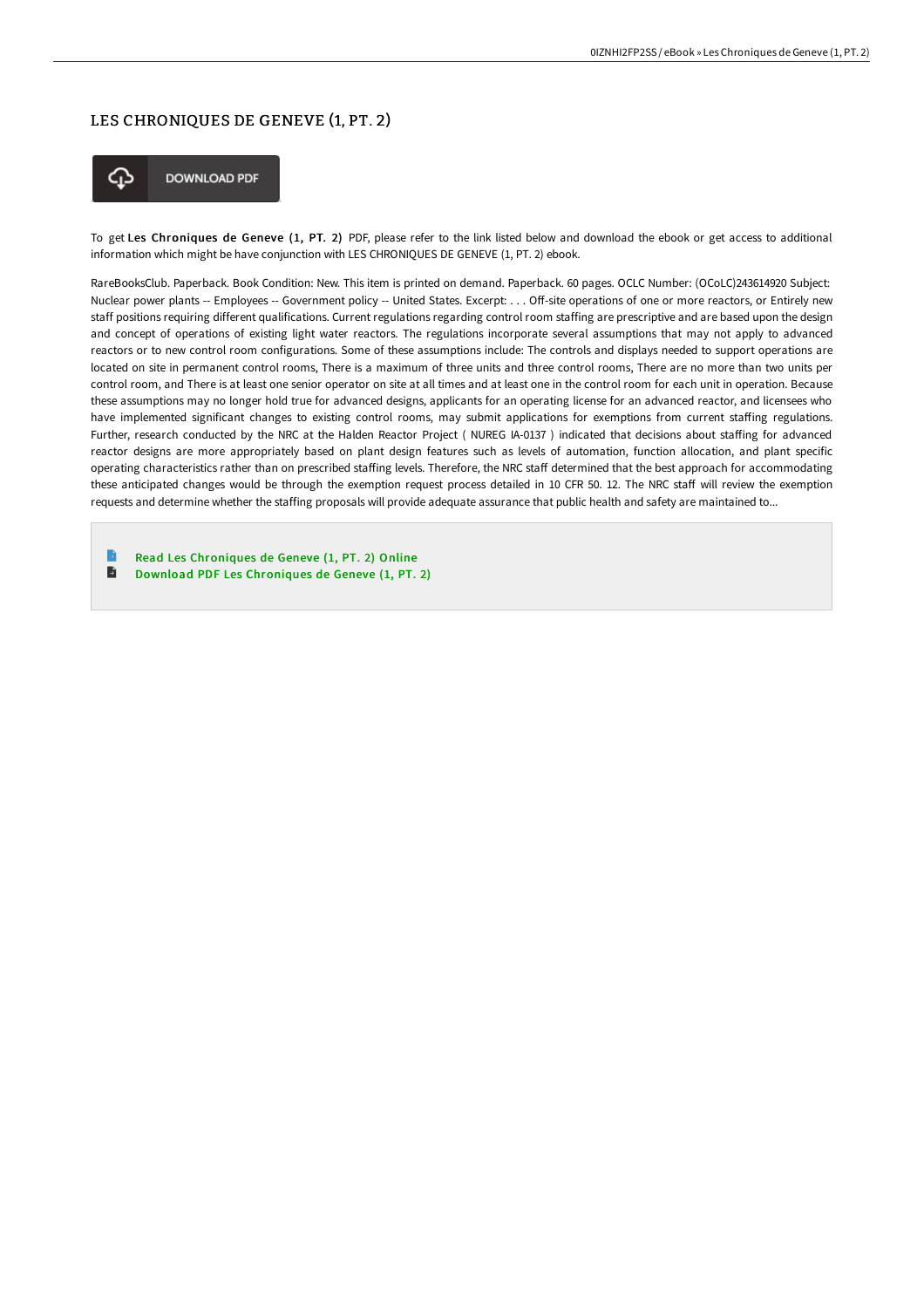# LES CHRONIQUES DE GENEVE (1, PT. 2)

DOWNLOAD PDF

To get **Les Chroniques de Geneve (1, PT. 2)** PDF, please refer to the link listed below and download the ebook or get access to additional information which might be have conjunction with LES CHRONIQUES DE GENEVE (1, PT. 2) ebook.

RareBooksClub. Paperback. Book Condition: New. This item is printed on demand. Paperback. 60 pages. OCLC Number: (OCoLC)243614920 Subject: Nuclear power plants -- Employees -- Government policy -- United States. Excerpt: . . . Off-site operations of one or more reactors, or Entirely new staff positions requiring different qualifications. Current regulations regarding control room staffing are prescriptive and are based upon the design and concept of operations of existing light water reactors. The regulations incorporate several assumptions that may not apply to advanced reactors or to new control room configurations. Some of these assumptions include: The controls and displays needed to support operations are located on site in permanent control rooms, There is a maximum of three units and three control rooms, There are no more than two units per control room, and There is at least one senior operator on site at all times and at least one in the control room for each unit in operation. Because these assumptions may no longer hold true for advanced designs, applicants for an operating license for an advanced reactor, and licensees who have implemented significant changes to existing control rooms, may submit applications for exemptions from current staffing regulations. Further, research conducted by the NRC at the Halden Reactor Project ( NUREG IA-0137 ) indicated that decisions about staffing for advanced reactor designs are more appropriately based on plant design features such as levels of automation, function allocation, and plant specific operating characteristics rather than on prescribed staffing levels. Therefore, the NRC staff determined that the best approach for accommodating these anticipated changes would be through the exemption request process detailed in 10 CFR 50. 12. The NRC staff will review the exemption requests and determine whether the staffing proposals will provide adequate assurance that public health and safety are maintained to...

- Read Les Chroniques de Geneve (1, PT. 2) Online
- Download PDF Les Chroniques de Geneve (1, PT. 2)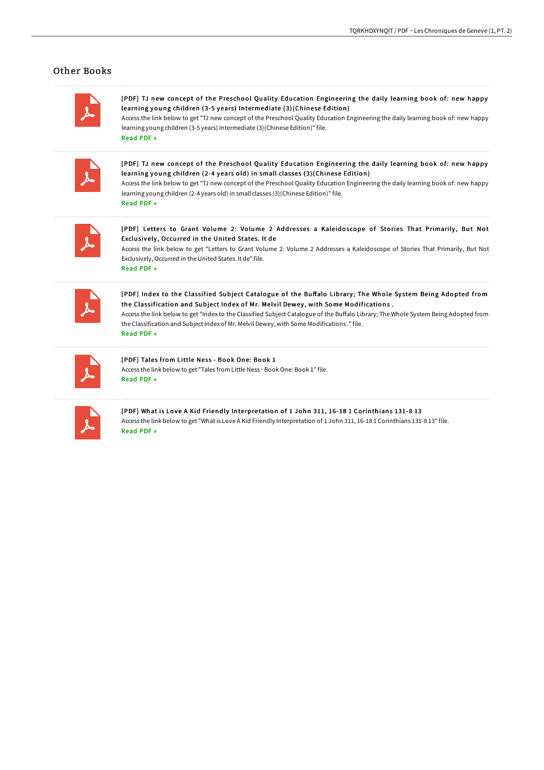## Other Books

[PDF] TJ new concept of the Preschool Quality Education Engineering the daily learning book of: new happy learning young children (3-5 years) Intermediate (3)(Chinese Edition)

Access the link below to get "TJ new concept of the Preschool Quality Education Engineering the daily learning book of: new happy learning young children (3-5 years) Intermediate (3)(Chinese Edition)" file.

Read PDF »

[PDF] TJ new concept of the Preschool Quality Education Engineering the daily learning book of: new happy learning young children (2-4 years old) in small classes (3)(Chinese Edition)

Access the link below to get "TJ new concept of the Preschool Quality Education Engineering the daily learning book of: new happy learning young children (2-4 years old) in small classes (3)(Chinese Edition)" file.

Read PDF »

[PDF] Letters to Grant Volume 2: Volume 2 Addresses a Kaleidoscope of Stories That Primarily, But Not Exclusively, Occurred in the United States. It de

Access the link below to get "Letters to Grant Volume 2: Volume 2 Addresses a Kaleidoscope of Stories That Primarily, But Not Exclusively, Occurred in the United States. It de" file.

Read PDF »

[PDF] Index to the Classified Subject Catalogue of the Buffalo Library; The Whole System Being Adopted from the Classification and Subject Index of Mr. Melvil Dewey, with Some Modifications .

Access the link below to get "Index to the Classified Subject Catalogue of the Buffalo Library; The Whole System Being Adopted from the Classification and Subject Index of Mr. Melvil Dewey, with Some Modifications ." file.

Read PDF »

[PDF] Tales from Little Ness - Book One: Book 1

Access the link below to get "Tales from Little Ness - Book One: Book 1" file.

Read PDF »

[PDF] What is Love A Kid Friendly Interpretation of 1 John 311, 16-18 1 Corinthians 131-8 13

Access the link below to get "What is Love A Kid Friendly Interpretation of 1 John 311, 16-18 1 Corinthians 131-8 13" file.

Read PDF »